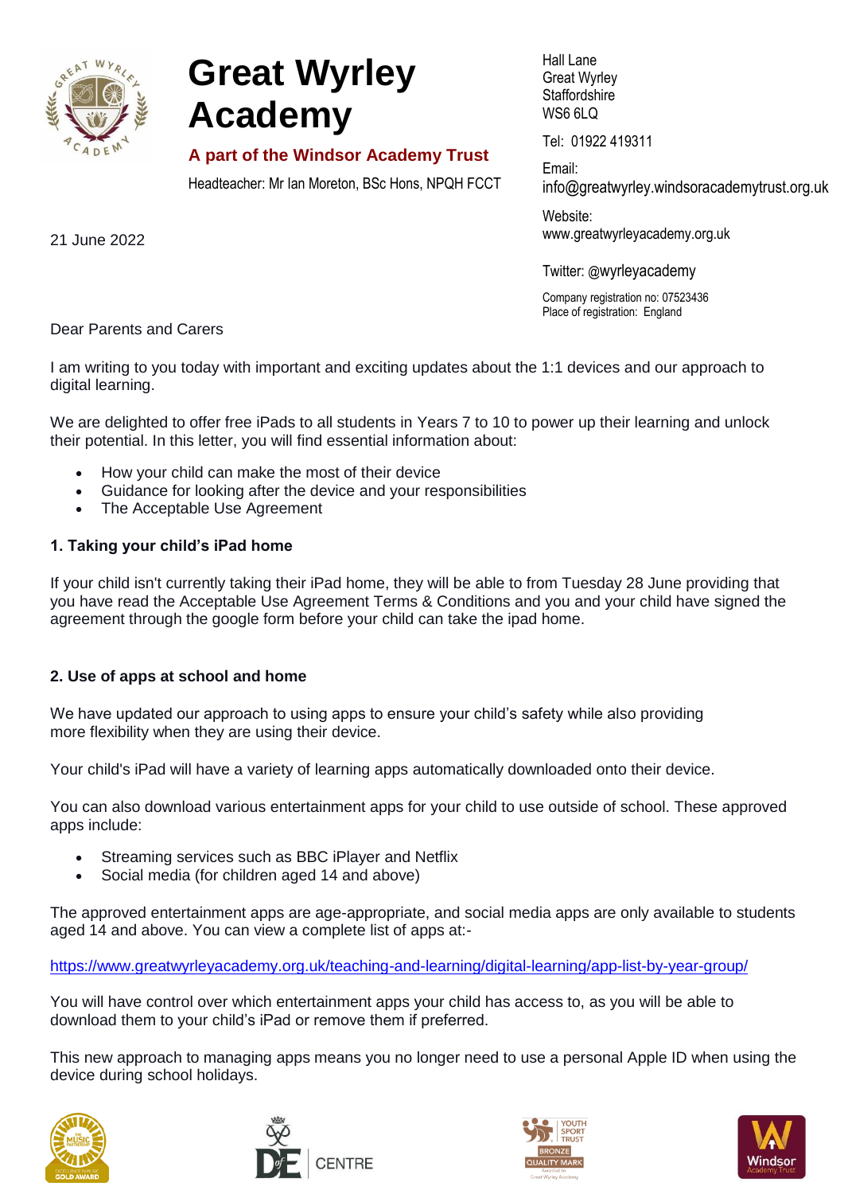# Great Wyrley Academy

**A part of the Windsor Academy Trust**

Headteacher: Mr Ian Moreton, BSc Hons, NPQH FCCT

Hall Lane
Great Wyrley
Staffordshire
WS6 6LQ

Tel: 01922 419311

Email:
info@greatwyrley.windsoracademytrust.org.uk

Website:
www.greatwyrleyacademy.org.uk

Twitter: @wyrleyacademy

Company registration no: 07523436
Place of registration: England

21 June 2022

Dear Parents and Carers

I am writing to you today with important and exciting updates about the 1:1 devices and our approach to digital learning.

We are delighted to offer free iPads to all students in Years 7 to 10 to power up their learning and unlock their potential. In this letter, you will find essential information about:

- How your child can make the most of their device
- Guidance for looking after the device and your responsibilities
- The Acceptable Use Agreement

**1. Taking your child's iPad home**

If your child isn't currently taking their iPad home, they will be able to from Tuesday 28 June providing that you have read the Acceptable Use Agreement Terms & Conditions and you and your child have signed the agreement through the google form before your child can take the ipad home.

**2. Use of apps at school and home**

We have updated our approach to using apps to ensure your child's safety while also providing more flexibility when they are using their device.

Your child's iPad will have a variety of learning apps automatically downloaded onto their device.

You can also download various entertainment apps for your child to use outside of school. These approved apps include:

- Streaming services such as BBC iPlayer and Netflix
- Social media (for children aged 14 and above)

The approved entertainment apps are age-appropriate, and social media apps are only available to students aged 14 and above. You can view a complete list of apps at:-

https://www.greatwyrleyacademy.org.uk/teaching-and-learning/digital-learning/app-list-by-year-group/

You will have control over which entertainment apps your child has access to, as you will be able to download them to your child's iPad or remove them if preferred.

This new approach to managing apps means you no longer need to use a personal Apple ID when using the device during school holidays.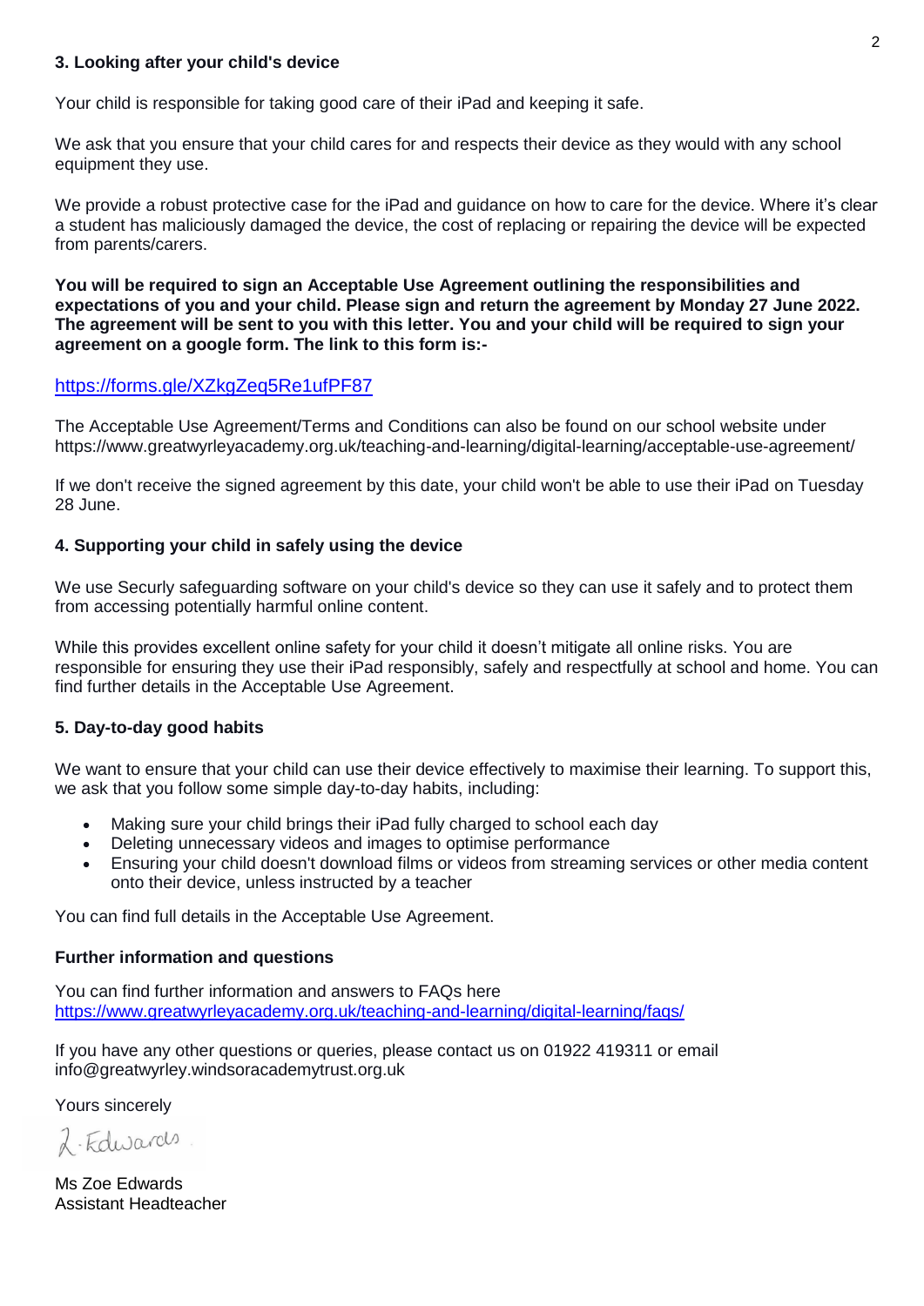### 3. Looking after your child's device

Your child is responsible for taking good care of their iPad and keeping it safe.

We ask that you ensure that your child cares for and respects their device as they would with any school equipment they use.

We provide a robust protective case for the iPad and guidance on how to care for the device. Where it's clear a student has maliciously damaged the device, the cost of replacing or repairing the device will be expected from parents/carers.

**You will be required to sign an Acceptable Use Agreement outlining the responsibilities and expectations of you and your child. Please sign and return the agreement by Monday 27 June 2022. The agreement will be sent to you with this letter. You and your child will be required to sign your agreement on a google form. The link to this form is:-**

https://forms.gle/XZkgZeq5Re1ufPF87

The Acceptable Use Agreement/Terms and Conditions can also be found on our school website under https://www.greatwyrleyacademy.org.uk/teaching-and-learning/digital-learning/acceptable-use-agreement/

If we don't receive the signed agreement by this date, your child won't be able to use their iPad on Tuesday 28 June.

### 4. Supporting your child in safely using the device

We use Securly safeguarding software on your child's device so they can use it safely and to protect them from accessing potentially harmful online content.

While this provides excellent online safety for your child it doesn't mitigate all online risks. You are responsible for ensuring they use their iPad responsibly, safely and respectfully at school and home. You can find further details in the Acceptable Use Agreement.

### 5. Day-to-day good habits

We want to ensure that your child can use their device effectively to maximise their learning. To support this, we ask that you follow some simple day-to-day habits, including:

- Making sure your child brings their iPad fully charged to school each day
- Deleting unnecessary videos and images to optimise performance
- Ensuring your child doesn't download films or videos from streaming services or other media content onto their device, unless instructed by a teacher

You can find full details in the Acceptable Use Agreement.

### Further information and questions

You can find further information and answers to FAQs here
https://www.greatwyrleyacademy.org.uk/teaching-and-learning/digital-learning/faqs/

If you have any other questions or queries, please contact us on 01922 419311 or email info@greatwyrley.windsoracademytrust.org.uk

Yours sincerely

Z. Edwards

Ms Zoe Edwards
Assistant Headteacher